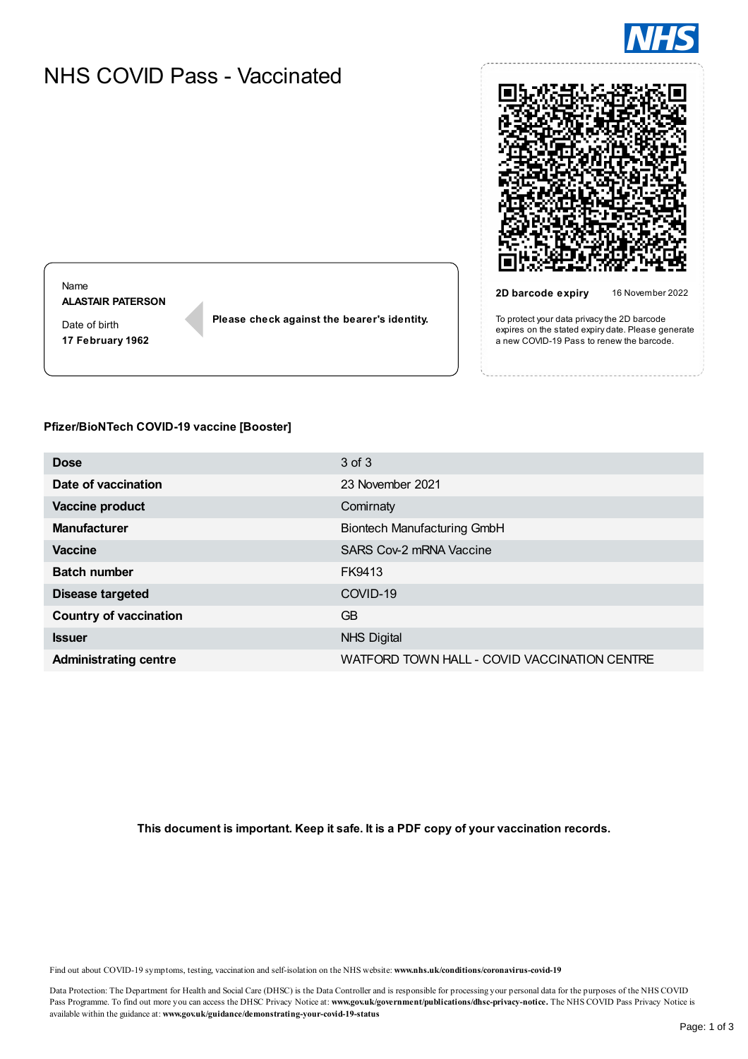NHS

# NHS COVID Pass - Vaccinated

Name
**ALASTAIR PATERSON**

Date of birth
**17 February 1962**

**Please check against the bearer's identity.**

**2D barcode expiry** 16 November 2022

To protect your data privacy the 2D barcode expires on the stated expiry date. Please generate a new COVID-19 Pass to renew the barcode.

**Pfizer/BioNTech COVID-19 vaccine [Booster]**

| | |
|---|---|
| **Dose** | 3 of 3 |
| **Date of vaccination** | 23 November 2021 |
| **Vaccine product** | Comirnaty |
| **Manufacturer** | Biontech Manufacturing GmbH |
| **Vaccine** | SARS Cov-2 mRNA Vaccine |
| **Batch number** | FK9413 |
| **Disease targeted** | COVID-19 |
| **Country of vaccination** | GB |
| **Issuer** | NHS Digital |
| **Administrating centre** | WATFORD TOWN HALL - COVID VACCINATION CENTRE |

**This document is important. Keep it safe. It is a PDF copy of your vaccination records.**

Find out about COVID-19 symptoms, testing, vaccination and self-isolation on the NHS website: **www.nhs.uk/conditions/coronavirus-covid-19**

Data Protection: The Department for Health and Social Care (DHSC) is the Data Controller and is responsible for processing your personal data for the purposes of the NHS COVID Pass Programme. To find out more you can access the DHSC Privacy Notice at: **www.gov.uk/government/publications/dhsc-privacy-notice.** The NHS COVID Pass Privacy Notice is available within the guidance at: **www.gov.uk/guidance/demonstrating-your-covid-19-status**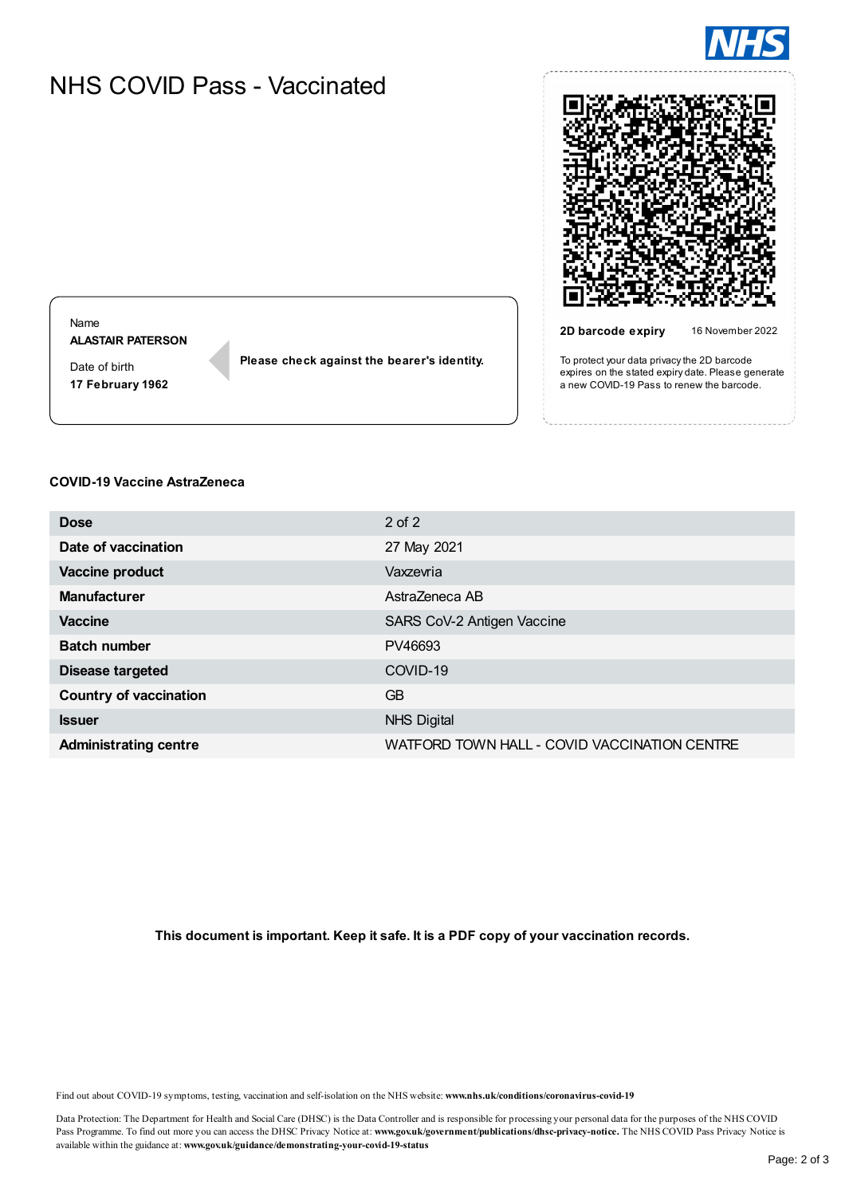# NHS COVID Pass - Vaccinated

Name
**ALASTAIR PATERSON**

Date of birth
**17 February 1962**

**Please check against the bearer's identity.**

**2D barcode expiry** 16 November 2022

To protect your data privacy the 2D barcode expires on the stated expiry date. Please generate a new COVID-19 Pass to renew the barcode.

### COVID-19 Vaccine AstraZeneca

| | |
|---|---|
| **Dose** | 2 of 2 |
| **Date of vaccination** | 27 May 2021 |
| **Vaccine product** | Vaxzevria |
| **Manufacturer** | AstraZeneca AB |
| **Vaccine** | SARS CoV-2 Antigen Vaccine |
| **Batch number** | PV46693 |
| **Disease targeted** | COVID-19 |
| **Country of vaccination** | GB |
| **Issuer** | NHS Digital |
| **Administrating centre** | WATFORD TOWN HALL - COVID VACCINATION CENTRE |

**This document is important. Keep it safe. It is a PDF copy of your vaccination records.**

Find out about COVID-19 symptoms, testing, vaccination and self-isolation on the NHS website: **www.nhs.uk/conditions/coronavirus-covid-19**

Data Protection: The Department for Health and Social Care (DHSC) is the Data Controller and is responsible for processing your personal data for the purposes of the NHS COVID Pass Programme. To find out more you can access the DHSC Privacy Notice at: **www.gov.uk/government/publications/dhsc-privacy-notice.** The NHS COVID Pass Privacy Notice is available within the guidance at: **www.gov.uk/guidance/demonstrating-your-covid-19-status**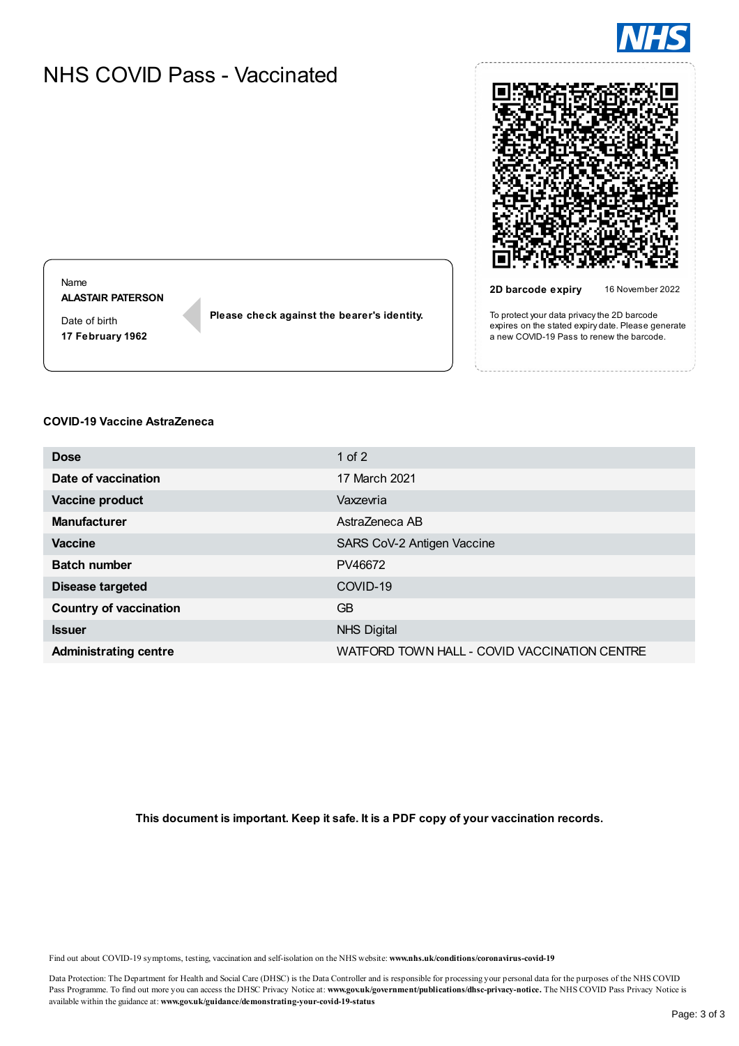# NHS COVID Pass - Vaccinated

Name
**ALASTAIR PATERSON**

Date of birth
**17 February 1962**

**Please check against the bearer's identity.**

**2D barcode expiry** 16 November 2022

To protect your data privacy the 2D barcode expires on the stated expiry date. Please generate a new COVID-19 Pass to renew the barcode.

**COVID-19 Vaccine AstraZeneca**

| | |
|---|---|
| **Dose** | 1 of 2 |
| **Date of vaccination** | 17 March 2021 |
| **Vaccine product** | Vaxzevria |
| **Manufacturer** | AstraZeneca AB |
| **Vaccine** | SARS CoV-2 Antigen Vaccine |
| **Batch number** | PV46672 |
| **Disease targeted** | COVID-19 |
| **Country of vaccination** | GB |
| **Issuer** | NHS Digital |
| **Administrating centre** | WATFORD TOWN HALL - COVID VACCINATION CENTRE |

**This document is important. Keep it safe. It is a PDF copy of your vaccination records.**

Find out about COVID-19 symptoms, testing, vaccination and self-isolation on the NHS website: **www.nhs.uk/conditions/coronavirus-covid-19**

Data Protection: The Department for Health and Social Care (DHSC) is the Data Controller and is responsible for processing your personal data for the purposes of the NHS COVID Pass Programme. To find out more you can access the DHSC Privacy Notice at: **www.gov.uk/government/publications/dhsc-privacy-notice.** The NHS COVID Pass Privacy Notice is available within the guidance at: **www.gov.uk/guidance/demonstrating-your-covid-19-status**